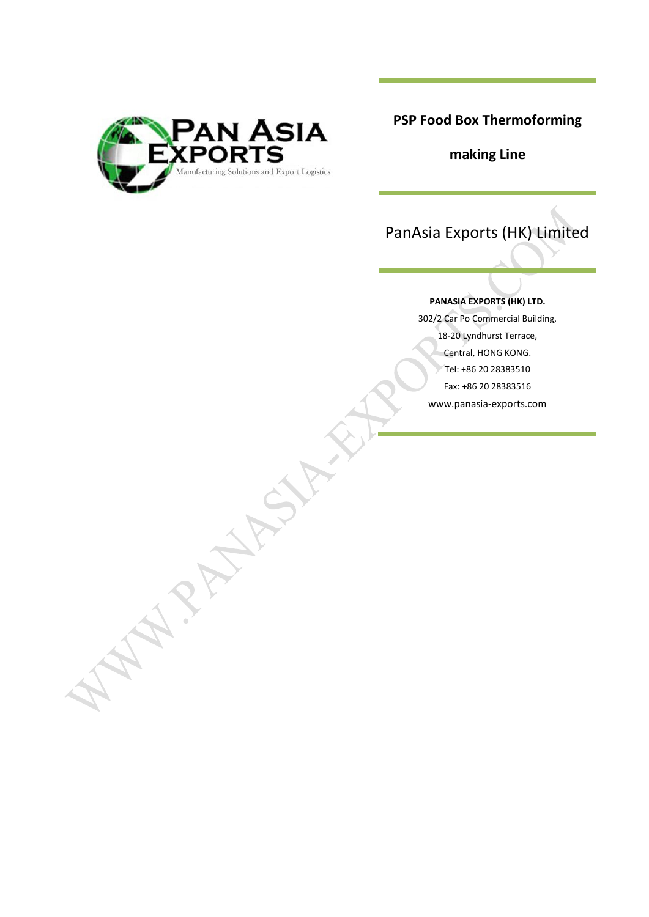# PSP Food Box Thermoforming making Line

## PanAsia Exports (HK) Limited

**PANASIA EXPORTS (HK) LTD.**

302/2 Car Po Commercial Building,

18-20 Lyndhurst Terrace,

Central, HONG KONG.

Tel: +86 20 28383510

Fax: +86 20 28383516

www.panasia-exports.com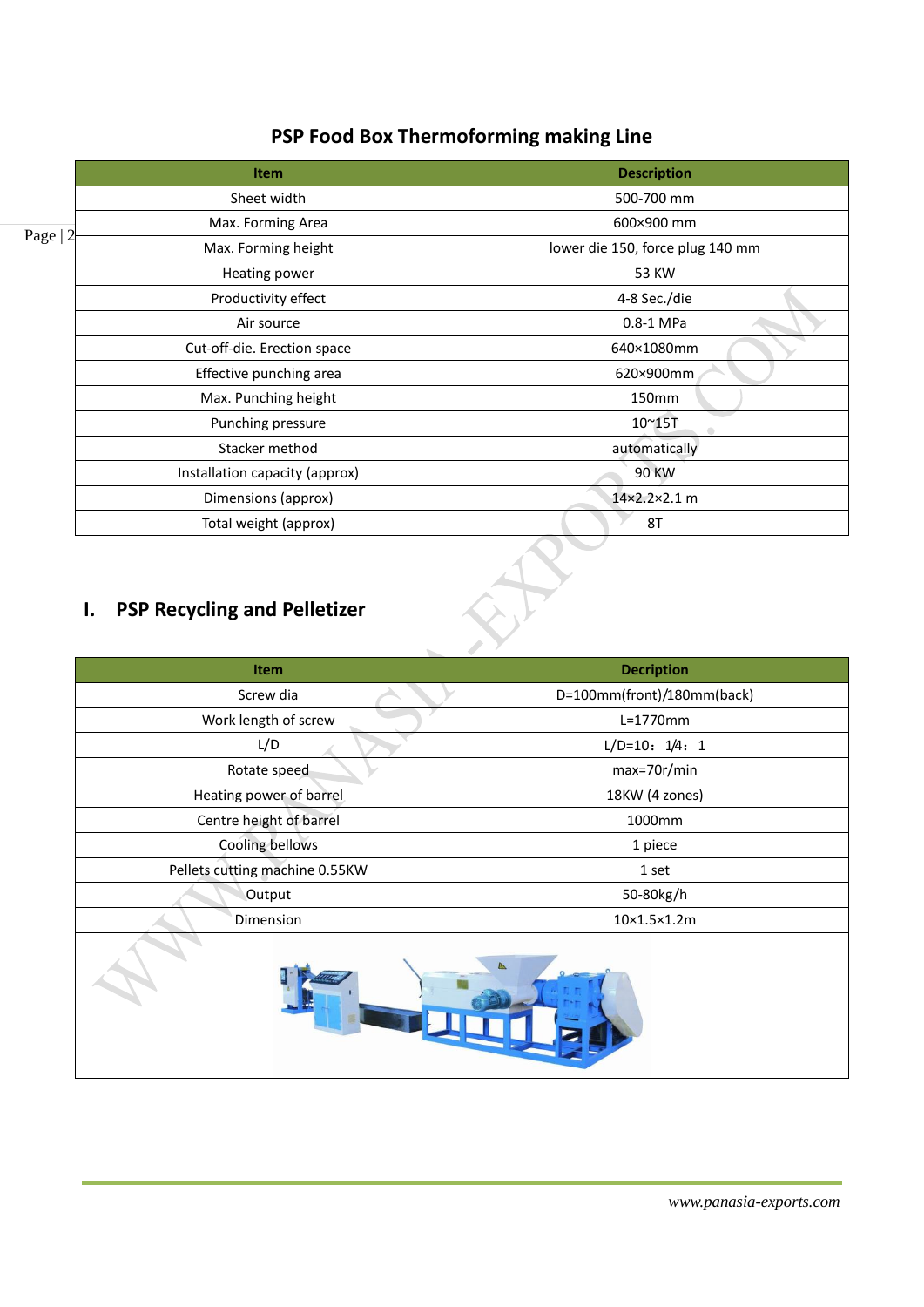## PSP Food Box Thermoforming making Line

| Item | Description |
|---|---|
| Sheet width | 500-700 mm |
| Max. Forming Area | 600×900 mm |
| Max. Forming height | lower die 150, force plug 140 mm |
| Heating power | 53 KW |
| Productivity effect | 4-8 Sec./die |
| Air source | 0.8-1 MPa |
| Cut-off-die. Erection space | 640×1080mm |
| Effective punching area | 620×900mm |
| Max. Punching height | 150mm |
| Punching pressure | 10~15T |
| Stacker method | automatically |
| Installation capacity (approx) | 90 KW |
| Dimensions (approx) | 14×2.2×2.1 m |
| Total weight (approx) | 8T |

## I. PSP Recycling and Pelletizer

| Item | Decription |
|---|---|
| Screw dia | D=100mm(front)/180mm(back) |
| Work length of screw | L=1770mm |
| L/D | L/D=10：1/4：1 |
| Rotate speed | max=70r/min |
| Heating power of barrel | 18KW (4 zones) |
| Centre height of barrel | 1000mm |
| Cooling bellows | 1 piece |
| Pellets cutting machine 0.55KW | 1 set |
| Output | 50-80kg/h |
| Dimension | 10×1.5×1.2m |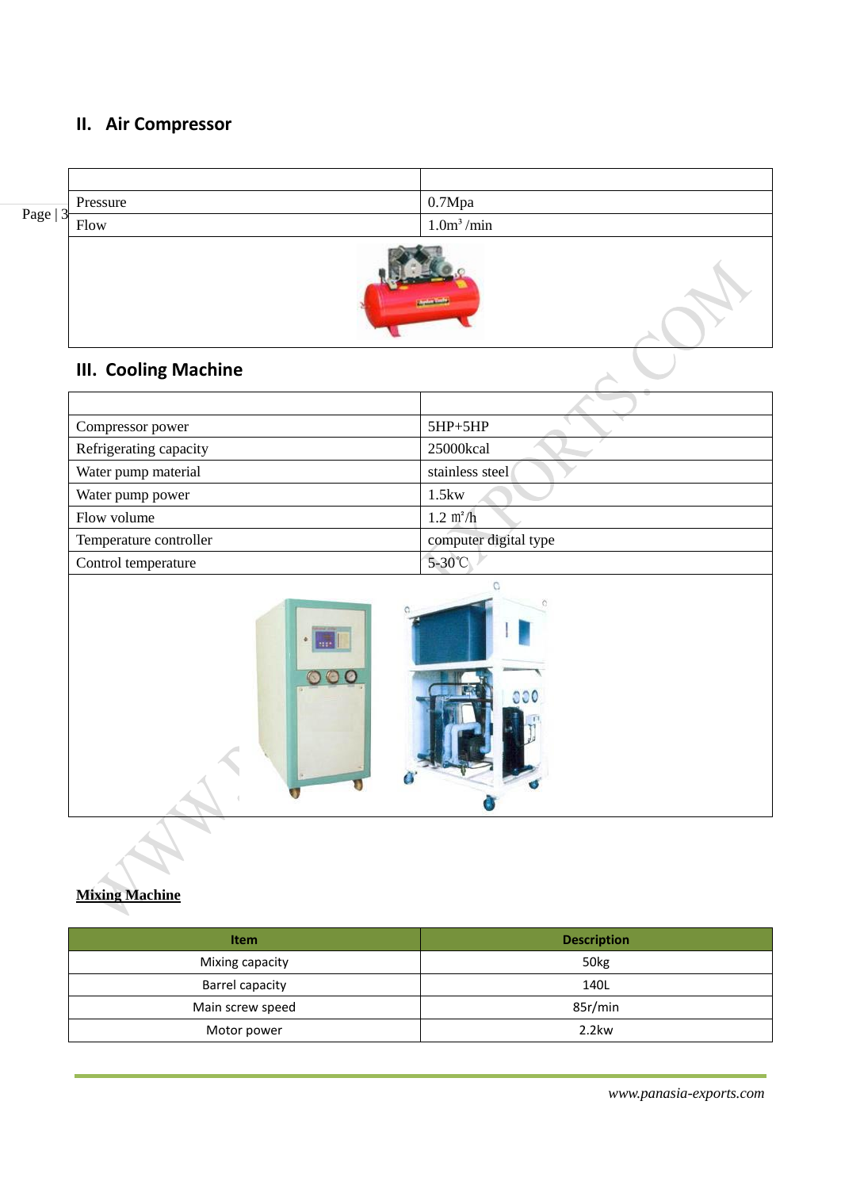## II. Air Compressor

| | |
|---|---|
| Pressure | 0.7Mpa |
| Flow | 1.0m³ /min |

## III. Cooling Machine

| | |
|---|---|
| Compressor power | 5HP+5HP |
| Refrigerating capacity | 25000kcal |
| Water pump material | stainless steel |
| Water pump power | 1.5kw |
| Flow volume | 1.2 ㎡/h |
| Temperature controller | computer digital type |
| Control temperature | 5-30℃ |

**Mixing Machine**

| Item | Description |
|---|---|
| Mixing capacity | 50kg |
| Barrel capacity | 140L |
| Main screw speed | 85r/min |
| Motor power | 2.2kw |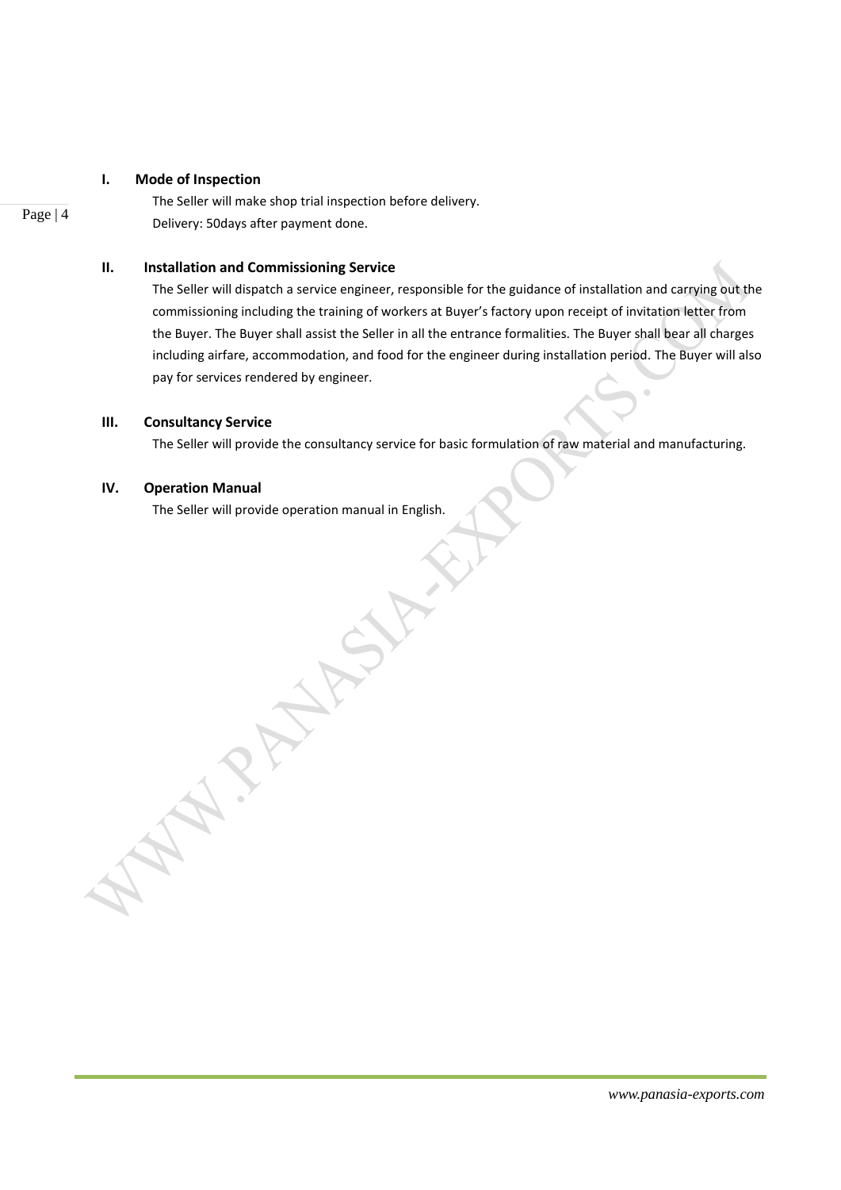## I. Mode of Inspection

The Seller will make shop trial inspection before delivery.
Delivery: 50days after payment done.

## II. Installation and Commissioning Service

The Seller will dispatch a service engineer, responsible for the guidance of installation and carrying out the commissioning including the training of workers at Buyer's factory upon receipt of invitation letter from the Buyer. The Buyer shall assist the Seller in all the entrance formalities. The Buyer shall bear all charges including airfare, accommodation, and food for the engineer during installation period. The Buyer will also pay for services rendered by engineer.

## III. Consultancy Service

The Seller will provide the consultancy service for basic formulation of raw material and manufacturing.

## IV. Operation Manual

The Seller will provide operation manual in English.